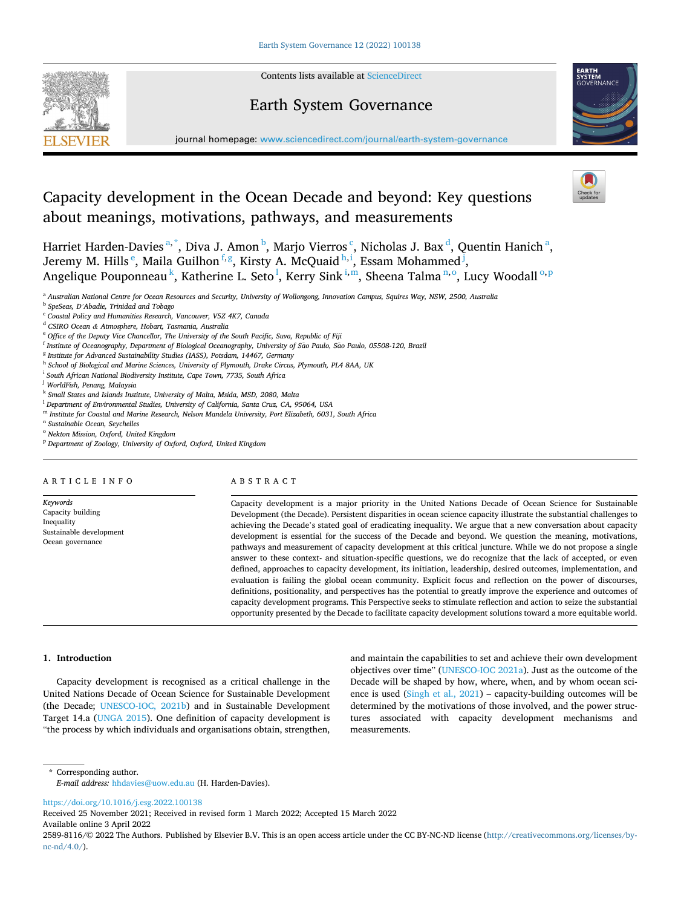Contents lists available at ScienceDirect

# Earth System Governance

journal homepage: www.sciencedirect.com/journal/earth-system-governance

# Capacity development in the Ocean Decade and beyond: Key questions about meanings, motivations, pathways, and measurements

Harriet Harden-Davies [a,*], Diva J. Amon [b], Marjo Vierros [c], Nicholas J. Bax [d], Quentin Hanich [a], Jeremy M. Hills [e], Maila Guilhon [f,g], Kirsty A. McQuaid [h,i], Essam Mohammed [j], Angelique Pouponneau [k], Katherine L. Seto [l], Kerry Sink [i,m], Sheena Talma [n,o], Lucy Woodall [o,p]

[a] *Australian National Centre for Ocean Resources and Security, University of Wollongong, Innovation Campus, Squires Way, NSW, 2500, Australia*
[b] *SpeSeas, D'Abadie, Trinidad and Tobago*
[c] *Coastal Policy and Humanities Research, Vancouver, V5Z 4K7, Canada*
[d] *CSIRO Ocean & Atmosphere, Hobart, Tasmania, Australia*
[e] *Office of the Deputy Vice Chancellor, The University of the South Pacific, Suva, Republic of Fiji*
[f] *Institute of Oceanography, Department of Biological Oceanography, University of São Paulo, São Paulo, 05508-120, Brazil*
[g] *Institute for Advanced Sustainability Studies (IASS), Potsdam, 14467, Germany*
[h] *School of Biological and Marine Sciences, University of Plymouth, Drake Circus, Plymouth, PL4 8AA, UK*
[i] *South African National Biodiversity Institute, Cape Town, 7735, South Africa*
[j] *WorldFish, Penang, Malaysia*
[k] *Small States and Islands Institute, University of Malta, Msida, MSD, 2080, Malta*
[l] *Department of Environmental Studies, University of California, Santa Cruz, CA, 95064, USA*
[m] *Institute for Coastal and Marine Research, Nelson Mandela University, Port Elizabeth, 6031, South Africa*
[n] *Sustainable Ocean, Seychelles*
[o] *Nekton Mission, Oxford, United Kingdom*
[p] *Department of Zoology, University of Oxford, Oxford, United Kingdom*

## ARTICLE INFO

*Keywords*
Capacity building
Inequality
Sustainable development
Ocean governance

## ABSTRACT

Capacity development is a major priority in the United Nations Decade of Ocean Science for Sustainable Development (the Decade). Persistent disparities in ocean science capacity illustrate the substantial challenges to achieving the Decade's stated goal of eradicating inequality. We argue that a new conversation about capacity development is essential for the success of the Decade and beyond. We question the meaning, motivations, pathways and measurement of capacity development at this critical juncture. While we do not propose a single answer to these context- and situation-specific questions, we do recognize that the lack of accepted, or even defined, approaches to capacity development, its initiation, leadership, desired outcomes, implementation, and evaluation is failing the global ocean community. Explicit focus and reflection on the power of discourses, definitions, positionality, and perspectives has the potential to greatly improve the experience and outcomes of capacity development programs. This Perspective seeks to stimulate reflection and action to seize the substantial opportunity presented by the Decade to facilitate capacity development solutions toward a more equitable world.

## 1. Introduction

Capacity development is recognised as a critical challenge in the United Nations Decade of Ocean Science for Sustainable Development (the Decade; UNESCO-IOC, 2021b) and in Sustainable Development Target 14.a (UNGA 2015). One definition of capacity development is "the process by which individuals and organisations obtain, strengthen, and maintain the capabilities to set and achieve their own development objectives over time" (UNESCO-IOC 2021a). Just as the outcome of the Decade will be shaped by how, where, when, and by whom ocean science is used (Singh et al., 2021) – capacity-building outcomes will be determined by the motivations of those involved, and the power structures associated with capacity development mechanisms and measurements.

* Corresponding author.
*E-mail address:* hhdavies@uow.edu.au (H. Harden-Davies).

https://doi.org/10.1016/j.esg.2022.100138
Received 25 November 2021; Received in revised form 1 March 2022; Accepted 15 March 2022
Available online 3 April 2022
2589-8116/© 2022 The Authors. Published by Elsevier B.V. This is an open access article under the CC BY-NC-ND license (http://creativecommons.org/licenses/by-nc-nd/4.0/).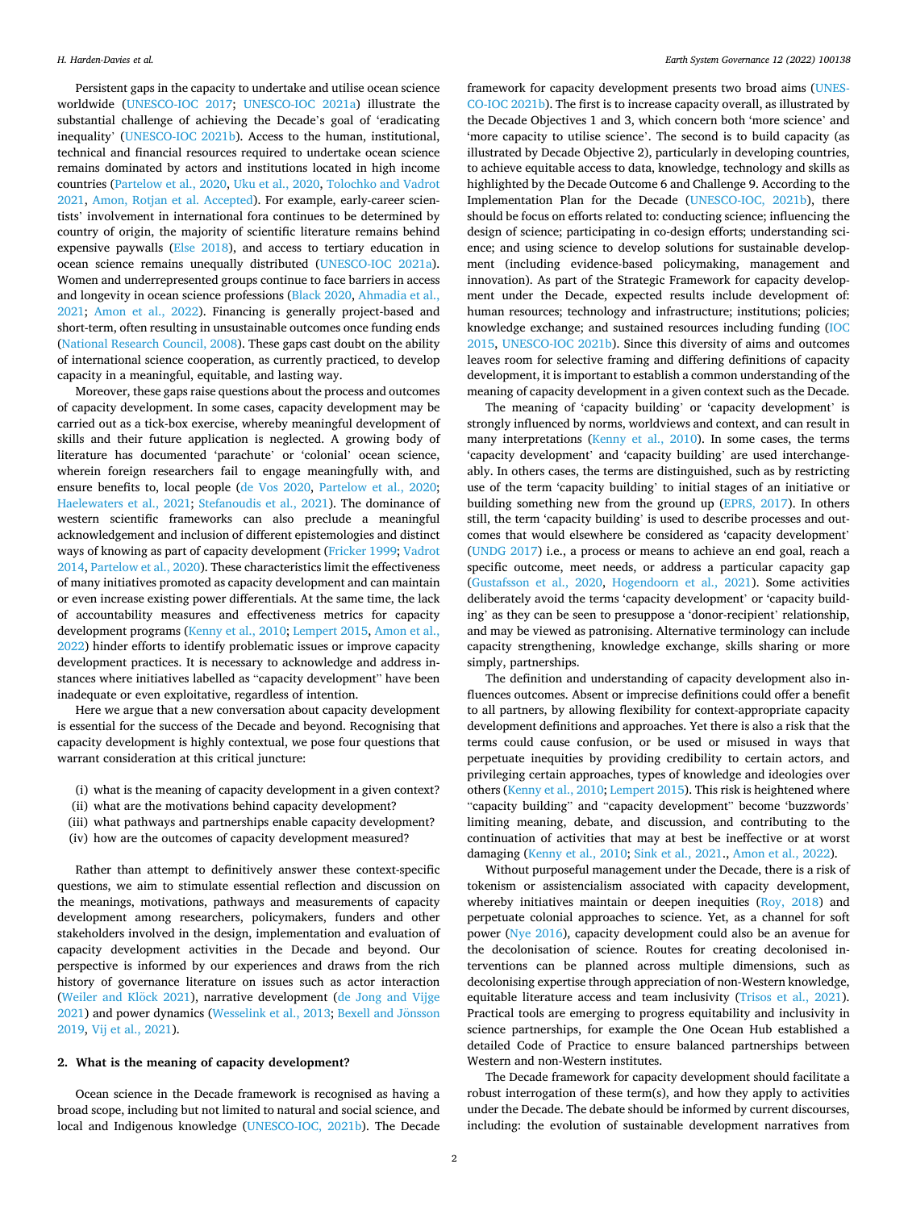Persistent gaps in the capacity to undertake and utilise ocean science worldwide (UNESCO-IOC 2017; UNESCO-IOC 2021a) illustrate the substantial challenge of achieving the Decade's goal of 'eradicating inequality' (UNESCO-IOC 2021b). Access to the human, institutional, technical and financial resources required to undertake ocean science remains dominated by actors and institutions located in high income countries (Partelow et al., 2020, Uku et al., 2020, Tolochko and Vadrot 2021, Amon, Rotjan et al. Accepted). For example, early-career scientists' involvement in international fora continues to be determined by country of origin, the majority of scientific literature remains behind expensive paywalls (Else 2018), and access to tertiary education in ocean science remains unequally distributed (UNESCO-IOC 2021a). Women and underrepresented groups continue to face barriers in access and longevity in ocean science professions (Black 2020, Ahmadia et al., 2021; Amon et al., 2022). Financing is generally project-based and short-term, often resulting in unsustainable outcomes once funding ends (National Research Council, 2008). These gaps cast doubt on the ability of international science cooperation, as currently practiced, to develop capacity in a meaningful, equitable, and lasting way.

Moreover, these gaps raise questions about the process and outcomes of capacity development. In some cases, capacity development may be carried out as a tick-box exercise, whereby meaningful development of skills and their future application is neglected. A growing body of literature has documented 'parachute' or 'colonial' ocean science, wherein foreign researchers fail to engage meaningfully with, and ensure benefits to, local people (de Vos 2020, Partelow et al., 2020; Haelewaters et al., 2021; Stefanoudis et al., 2021). The dominance of western scientific frameworks can also preclude a meaningful acknowledgement and inclusion of different epistemologies and distinct ways of knowing as part of capacity development (Fricker 1999; Vadrot 2014, Partelow et al., 2020). These characteristics limit the effectiveness of many initiatives promoted as capacity development and can maintain or even increase existing power differentials. At the same time, the lack of accountability measures and effectiveness metrics for capacity development programs (Kenny et al., 2010; Lempert 2015, Amon et al., 2022) hinder efforts to identify problematic issues or improve capacity development practices. It is necessary to acknowledge and address instances where initiatives labelled as "capacity development" have been inadequate or even exploitative, regardless of intention.

Here we argue that a new conversation about capacity development is essential for the success of the Decade and beyond. Recognising that capacity development is highly contextual, we pose four questions that warrant consideration at this critical juncture:

(i) what is the meaning of capacity development in a given context?
(ii) what are the motivations behind capacity development?
(iii) what pathways and partnerships enable capacity development?
(iv) how are the outcomes of capacity development measured?

Rather than attempt to definitively answer these context-specific questions, we aim to stimulate essential reflection and discussion on the meanings, motivations, pathways and measurements of capacity development among researchers, policymakers, funders and other stakeholders involved in the design, implementation and evaluation of capacity development activities in the Decade and beyond. Our perspective is informed by our experiences and draws from the rich history of governance literature on issues such as actor interaction (Weiler and Klöck 2021), narrative development (de Jong and Vijge 2021) and power dynamics (Wesselink et al., 2013; Bexell and Jönsson 2019, Vij et al., 2021).

## 2. What is the meaning of capacity development?

Ocean science in the Decade framework is recognised as having a broad scope, including but not limited to natural and social science, and local and Indigenous knowledge (UNESCO-IOC, 2021b). The Decade framework for capacity development presents two broad aims (UNESCO-IOC 2021b). The first is to increase capacity overall, as illustrated by the Decade Objectives 1 and 3, which concern both 'more science' and 'more capacity to utilise science'. The second is to build capacity (as illustrated by Decade Objective 2), particularly in developing countries, to achieve equitable access to data, knowledge, technology and skills as highlighted by the Decade Outcome 6 and Challenge 9. According to the Implementation Plan for the Decade (UNESCO-IOC, 2021b), there should be focus on efforts related to: conducting science; influencing the design of science; participating in co-design efforts; understanding science; and using science to develop solutions for sustainable development (including evidence-based policymaking, management and innovation). As part of the Strategic Framework for capacity development under the Decade, expected results include development of: human resources; technology and infrastructure; institutions; policies; knowledge exchange; and sustained resources including funding (IOC 2015, UNESCO-IOC 2021b). Since this diversity of aims and outcomes leaves room for selective framing and differing definitions of capacity development, it is important to establish a common understanding of the meaning of capacity development in a given context such as the Decade.

The meaning of 'capacity building' or 'capacity development' is strongly influenced by norms, worldviews and context, and can result in many interpretations (Kenny et al., 2010). In some cases, the terms 'capacity development' and 'capacity building' are used interchangeably. In others cases, the terms are distinguished, such as by restricting use of the term 'capacity building' to initial stages of an initiative or building something new from the ground up (EPRS, 2017). In others still, the term 'capacity building' is used to describe processes and outcomes that would elsewhere be considered as 'capacity development' (UNDG 2017) i.e., a process or means to achieve an end goal, reach a specific outcome, meet needs, or address a particular capacity gap (Gustafsson et al., 2020, Hogendoorn et al., 2021). Some activities deliberately avoid the terms 'capacity development' or 'capacity building' as they can be seen to presuppose a 'donor-recipient' relationship, and may be viewed as patronising. Alternative terminology can include capacity strengthening, knowledge exchange, skills sharing or more simply, partnerships.

The definition and understanding of capacity development also influences outcomes. Absent or imprecise definitions could offer a benefit to all partners, by allowing flexibility for context-appropriate capacity development definitions and approaches. Yet there is also a risk that the terms could cause confusion, or be used or misused in ways that perpetuate inequities by providing credibility to certain actors, and privileging certain approaches, types of knowledge and ideologies over others (Kenny et al., 2010; Lempert 2015). This risk is heightened where "capacity building" and "capacity development" become 'buzzwords' limiting meaning, debate, and discussion, and contributing to the continuation of activities that may at best be ineffective or at worst damaging (Kenny et al., 2010; Sink et al., 2021., Amon et al., 2022).

Without purposeful management under the Decade, there is a risk of tokenism or assistencialism associated with capacity development, whereby initiatives maintain or deepen inequities (Roy, 2018) and perpetuate colonial approaches to science. Yet, as a channel for soft power (Nye 2016), capacity development could also be an avenue for the decolonisation of science. Routes for creating decolonised interventions can be planned across multiple dimensions, such as decolonising expertise through appreciation of non-Western knowledge, equitable literature access and team inclusivity (Trisos et al., 2021). Practical tools are emerging to progress equitability and inclusivity in science partnerships, for example the One Ocean Hub established a detailed Code of Practice to ensure balanced partnerships between Western and non-Western institutes.

The Decade framework for capacity development should facilitate a robust interrogation of these term(s), and how they apply to activities under the Decade. The debate should be informed by current discourses, including: the evolution of sustainable development narratives from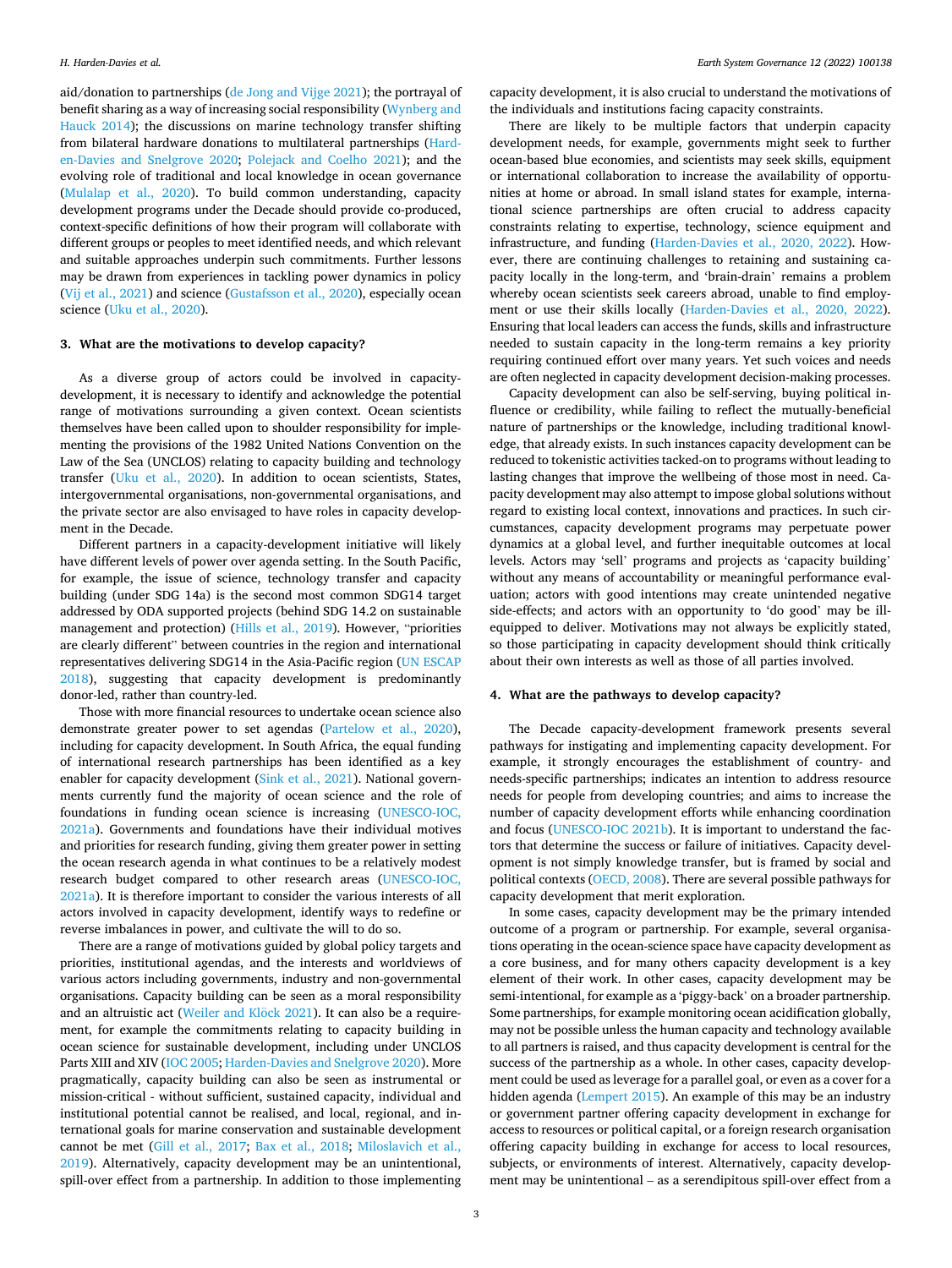aid/donation to partnerships (de Jong and Vijge 2021); the portrayal of benefit sharing as a way of increasing social responsibility (Wynberg and Hauck 2014); the discussions on marine technology transfer shifting from bilateral hardware donations to multilateral partnerships (Harden-Davies and Snelgrove 2020; Polejack and Coelho 2021); and the evolving role of traditional and local knowledge in ocean governance (Mulalap et al., 2020). To build common understanding, capacity development programs under the Decade should provide co-produced, context-specific definitions of how their program will collaborate with different groups or peoples to meet identified needs, and which relevant and suitable approaches underpin such commitments. Further lessons may be drawn from experiences in tackling power dynamics in policy (Vij et al., 2021) and science (Gustafsson et al., 2020), especially ocean science (Uku et al., 2020).

## 3. What are the motivations to develop capacity?

As a diverse group of actors could be involved in capacity-development, it is necessary to identify and acknowledge the potential range of motivations surrounding a given context. Ocean scientists themselves have been called upon to shoulder responsibility for implementing the provisions of the 1982 United Nations Convention on the Law of the Sea (UNCLOS) relating to capacity building and technology transfer (Uku et al., 2020). In addition to ocean scientists, States, intergovernmental organisations, non-governmental organisations, and the private sector are also envisaged to have roles in capacity development in the Decade.

Different partners in a capacity-development initiative will likely have different levels of power over agenda setting. In the South Pacific, for example, the issue of science, technology transfer and capacity building (under SDG 14a) is the second most common SDG14 target addressed by ODA supported projects (behind SDG 14.2 on sustainable management and protection) (Hills et al., 2019). However, "priorities are clearly different" between countries in the region and international representatives delivering SDG14 in the Asia-Pacific region (UN ESCAP 2018), suggesting that capacity development is predominantly donor-led, rather than country-led.

Those with more financial resources to undertake ocean science also demonstrate greater power to set agendas (Partelow et al., 2020), including for capacity development. In South Africa, the equal funding of international research partnerships has been identified as a key enabler for capacity development (Sink et al., 2021). National governments currently fund the majority of ocean science and the role of foundations in funding ocean science is increasing (UNESCO-IOC, 2021a). Governments and foundations have their individual motives and priorities for research funding, giving them greater power in setting the ocean research agenda in what continues to be a relatively modest research budget compared to other research areas (UNESCO-IOC, 2021a). It is therefore important to consider the various interests of all actors involved in capacity development, identify ways to redefine or reverse imbalances in power, and cultivate the will to do so.

There are a range of motivations guided by global policy targets and priorities, institutional agendas, and the interests and worldviews of various actors including governments, industry and non-governmental organisations. Capacity building can be seen as a moral responsibility and an altruistic act (Weiler and Klöck 2021). It can also be a requirement, for example the commitments relating to capacity building in ocean science for sustainable development, including under UNCLOS Parts XIII and XIV (IOC 2005; Harden-Davies and Snelgrove 2020). More pragmatically, capacity building can also be seen as instrumental or mission-critical - without sufficient, sustained capacity, individual and institutional potential cannot be realised, and local, regional, and international goals for marine conservation and sustainable development cannot be met (Gill et al., 2017; Bax et al., 2018; Miloslavich et al., 2019). Alternatively, capacity development may be an unintentional, spill-over effect from a partnership. In addition to those implementing capacity development, it is also crucial to understand the motivations of the individuals and institutions facing capacity constraints.

There are likely to be multiple factors that underpin capacity development needs, for example, governments might seek to further ocean-based blue economies, and scientists may seek skills, equipment or international collaboration to increase the availability of opportunities at home or abroad. In small island states for example, international science partnerships are often crucial to address capacity constraints relating to expertise, technology, science equipment and infrastructure, and funding (Harden-Davies et al., 2020, 2022). However, there are continuing challenges to retaining and sustaining capacity locally in the long-term, and 'brain-drain' remains a problem whereby ocean scientists seek careers abroad, unable to find employment or use their skills locally (Harden-Davies et al., 2020, 2022). Ensuring that local leaders can access the funds, skills and infrastructure needed to sustain capacity in the long-term remains a key priority requiring continued effort over many years. Yet such voices and needs are often neglected in capacity development decision-making processes.

Capacity development can also be self-serving, buying political influence or credibility, while failing to reflect the mutually-beneficial nature of partnerships or the knowledge, including traditional knowledge, that already exists. In such instances capacity development can be reduced to tokenistic activities tacked-on to programs without leading to lasting changes that improve the wellbeing of those most in need. Capacity development may also attempt to impose global solutions without regard to existing local context, innovations and practices. In such circumstances, capacity development programs may perpetuate power dynamics at a global level, and further inequitable outcomes at local levels. Actors may 'sell' programs and projects as 'capacity building' without any means of accountability or meaningful performance evaluation; actors with good intentions may create unintended negative side-effects; and actors with an opportunity to 'do good' may be ill-equipped to deliver. Motivations may not always be explicitly stated, so those participating in capacity development should think critically about their own interests as well as those of all parties involved.

## 4. What are the pathways to develop capacity?

The Decade capacity-development framework presents several pathways for instigating and implementing capacity development. For example, it strongly encourages the establishment of country- and needs-specific partnerships; indicates an intention to address resource needs for people from developing countries; and aims to increase the number of capacity development efforts while enhancing coordination and focus (UNESCO-IOC 2021b). It is important to understand the factors that determine the success or failure of initiatives. Capacity development is not simply knowledge transfer, but is framed by social and political contexts (OECD, 2008). There are several possible pathways for capacity development that merit exploration.

In some cases, capacity development may be the primary intended outcome of a program or partnership. For example, several organisations operating in the ocean-science space have capacity development as a core business, and for many others capacity development is a key element of their work. In other cases, capacity development may be semi-intentional, for example as a 'piggy-back' on a broader partnership. Some partnerships, for example monitoring ocean acidification globally, may not be possible unless the human capacity and technology available to all partners is raised, and thus capacity development is central for the success of the partnership as a whole. In other cases, capacity development could be used as leverage for a parallel goal, or even as a cover for a hidden agenda (Lempert 2015). An example of this may be an industry or government partner offering capacity development in exchange for access to resources or political capital, or a foreign research organisation offering capacity building in exchange for access to local resources, subjects, or environments of interest. Alternatively, capacity development may be unintentional – as a serendipitous spill-over effect from a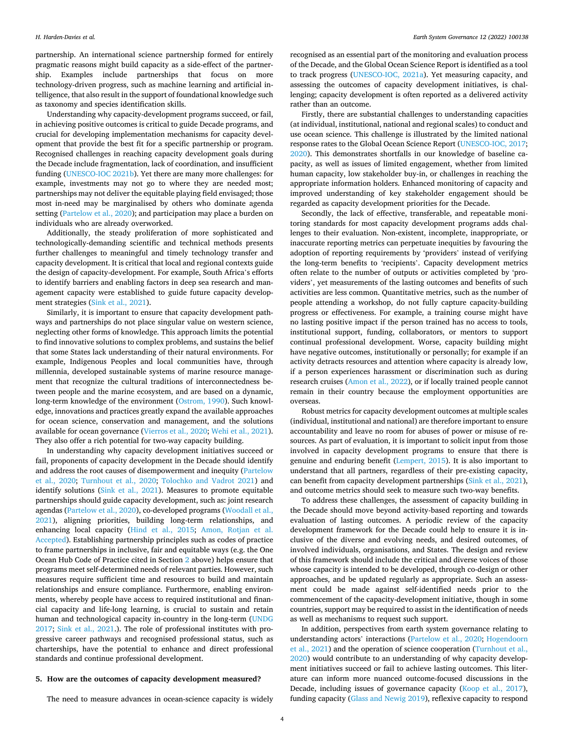partnership. An international science partnership formed for entirely pragmatic reasons might build capacity as a side-effect of the partnership. Examples include partnerships that focus on more technology-driven progress, such as machine learning and artificial intelligence, that also result in the support of foundational knowledge such as taxonomy and species identification skills.

Understanding why capacity-development programs succeed, or fail, in achieving positive outcomes is critical to guide Decade programs, and crucial for developing implementation mechanisms for capacity development that provide the best fit for a specific partnership or program. Recognised challenges in reaching capacity development goals during the Decade include fragmentation, lack of coordination, and insufficient funding (UNESCO-IOC 2021b). Yet there are many more challenges: for example, investments may not go to where they are needed most; partnerships may not deliver the equitable playing field envisaged; those most in-need may be marginalised by others who dominate agenda setting (Partelow et al., 2020); and participation may place a burden on individuals who are already overworked.

Additionally, the steady proliferation of more sophisticated and technologically-demanding scientific and technical methods presents further challenges to meaningful and timely technology transfer and capacity development. It is critical that local and regional contexts guide the design of capacity-development. For example, South Africa's efforts to identify barriers and enabling factors in deep sea research and management capacity were established to guide future capacity development strategies (Sink et al., 2021).

Similarly, it is important to ensure that capacity development pathways and partnerships do not place singular value on western science, neglecting other forms of knowledge. This approach limits the potential to find innovative solutions to complex problems, and sustains the belief that some States lack understanding of their natural environments. For example, Indigenous Peoples and local communities have, through millennia, developed sustainable systems of marine resource management that recognize the cultural traditions of interconnectedness between people and the marine ecosystem, and are based on a dynamic, long-term knowledge of the environment (Ostrom, 1990). Such knowledge, innovations and practices greatly expand the available approaches for ocean science, conservation and management, and the solutions available for ocean governance (Vierros et al., 2020; Wehi et al., 2021). They also offer a rich potential for two-way capacity building.

In understanding why capacity development initiatives succeed or fail, proponents of capacity development in the Decade should identify and address the root causes of disempowerment and inequity (Partelow et al., 2020; Turnhout et al., 2020; Tolochko and Vadrot 2021) and identify solutions (Sink et al., 2021). Measures to promote equitable partnerships should guide capacity development, such as: joint research agendas (Partelow et al., 2020), co-developed programs (Woodall et al., 2021), aligning priorities, building long-term relationships, and enhancing local capacity (Hind et al., 2015; Amon, Rotjan et al. Accepted). Establishing partnership principles such as codes of practice to frame partnerships in inclusive, fair and equitable ways (e.g. the One Ocean Hub Code of Practice cited in Section 2 above) helps ensure that programs meet self-determined needs of relevant parties. However, such measures require sufficient time and resources to build and maintain relationships and ensure compliance. Furthermore, enabling environments, whereby people have access to required institutional and financial capacity and life-long learning, is crucial to sustain and retain human and technological capacity in-country in the long-term (UNDG 2017; Sink et al., 2021.). The role of professional institutes with progressive career pathways and recognised professional status, such as charterships, have the potential to enhance and direct professional standards and continue professional development.

## 5. How are the outcomes of capacity development measured?

The need to measure advances in ocean-science capacity is widely recognised as an essential part of the monitoring and evaluation process of the Decade, and the Global Ocean Science Report is identified as a tool to track progress (UNESCO-IOC, 2021a). Yet measuring capacity, and assessing the outcomes of capacity development initiatives, is challenging; capacity development is often reported as a delivered activity rather than an outcome.

Firstly, there are substantial challenges to understanding capacities (at individual, institutional, national and regional scales) to conduct and use ocean science. This challenge is illustrated by the limited national response rates to the Global Ocean Science Report (UNESCO-IOC, 2017; 2020). This demonstrates shortfalls in our knowledge of baseline capacity, as well as issues of limited engagement, whether from limited human capacity, low stakeholder buy-in, or challenges in reaching the appropriate information holders. Enhanced monitoring of capacity and improved understanding of key stakeholder engagement should be regarded as capacity development priorities for the Decade.

Secondly, the lack of effective, transferable, and repeatable monitoring standards for most capacity development programs adds challenges to their evaluation. Non-existent, incomplete, inappropriate, or inaccurate reporting metrics can perpetuate inequities by favouring the adoption of reporting requirements by 'providers' instead of verifying the long-term benefits to 'recipients'. Capacity development metrics often relate to the number of outputs or activities completed by 'providers', yet measurements of the lasting outcomes and benefits of such activities are less common. Quantitative metrics, such as the number of people attending a workshop, do not fully capture capacity-building progress or effectiveness. For example, a training course might have no lasting positive impact if the person trained has no access to tools, institutional support, funding, collaborators, or mentors to support continual professional development. Worse, capacity building might have negative outcomes, institutionally or personally; for example if an activity detracts resources and attention where capacity is already low, if a person experiences harassment or discrimination such as during research cruises (Amon et al., 2022), or if locally trained people cannot remain in their country because the employment opportunities are overseas.

Robust metrics for capacity development outcomes at multiple scales (individual, institutional and national) are therefore important to ensure accountability and leave no room for abuses of power or misuse of resources. As part of evaluation, it is important to solicit input from those involved in capacity development programs to ensure that there is genuine and enduring benefit (Lempert, 2015). It is also important to understand that all partners, regardless of their pre-existing capacity, can benefit from capacity development partnerships (Sink et al., 2021), and outcome metrics should seek to measure such two-way benefits.

To address these challenges, the assessment of capacity building in the Decade should move beyond activity-based reporting and towards evaluation of lasting outcomes. A periodic review of the capacity development framework for the Decade could help to ensure it is inclusive of the diverse and evolving needs, and desired outcomes, of involved individuals, organisations, and States. The design and review of this framework should include the critical and diverse voices of those whose capacity is intended to be developed, through co-design or other approaches, and be updated regularly as appropriate. Such an assessment could be made against self-identified needs prior to the commencement of the capacity-development initiative, though in some countries, support may be required to assist in the identification of needs as well as mechanisms to request such support.

In addition, perspectives from earth system governance relating to understanding actors' interactions (Partelow et al., 2020; Hogendoorn et al., 2021) and the operation of science cooperation (Turnhout et al., 2020) would contribute to an understanding of why capacity development initiatives succeed or fail to achieve lasting outcomes. This literature can inform more nuanced outcome-focused discussions in the Decade, including issues of governance capacity (Koop et al., 2017), funding capacity (Glass and Newig 2019), reflexive capacity to respond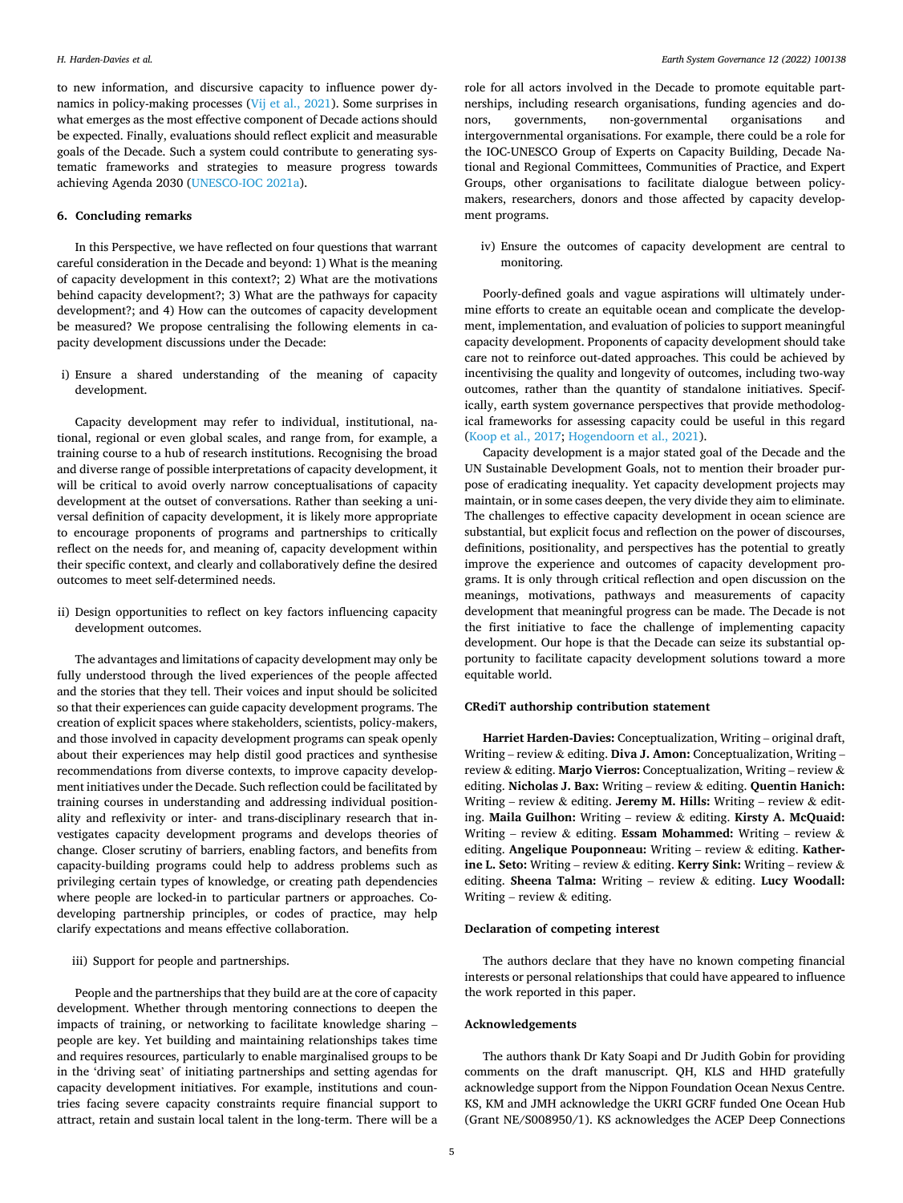to new information, and discursive capacity to influence power dynamics in policy-making processes (Vij et al., 2021). Some surprises in what emerges as the most effective component of Decade actions should be expected. Finally, evaluations should reflect explicit and measurable goals of the Decade. Such a system could contribute to generating systematic frameworks and strategies to measure progress towards achieving Agenda 2030 (UNESCO-IOC 2021a).

## 6. Concluding remarks

In this Perspective, we have reflected on four questions that warrant careful consideration in the Decade and beyond: 1) What is the meaning of capacity development in this context?; 2) What are the motivations behind capacity development?; 3) What are the pathways for capacity development?; and 4) How can the outcomes of capacity development be measured? We propose centralising the following elements in capacity development discussions under the Decade:

i) Ensure a shared understanding of the meaning of capacity development.

Capacity development may refer to individual, institutional, national, regional or even global scales, and range from, for example, a training course to a hub of research institutions. Recognising the broad and diverse range of possible interpretations of capacity development, it will be critical to avoid overly narrow conceptualisations of capacity development at the outset of conversations. Rather than seeking a universal definition of capacity development, it is likely more appropriate to encourage proponents of programs and partnerships to critically reflect on the needs for, and meaning of, capacity development within their specific context, and clearly and collaboratively define the desired outcomes to meet self-determined needs.

ii) Design opportunities to reflect on key factors influencing capacity development outcomes.

The advantages and limitations of capacity development may only be fully understood through the lived experiences of the people affected and the stories that they tell. Their voices and input should be solicited so that their experiences can guide capacity development programs. The creation of explicit spaces where stakeholders, scientists, policy-makers, and those involved in capacity development programs can speak openly about their experiences may help distil good practices and synthesise recommendations from diverse contexts, to improve capacity development initiatives under the Decade. Such reflection could be facilitated by training courses in understanding and addressing individual positionality and reflexivity or inter- and trans-disciplinary research that investigates capacity development programs and develops theories of change. Closer scrutiny of barriers, enabling factors, and benefits from capacity-building programs could help to address problems such as privileging certain types of knowledge, or creating path dependencies where people are locked-in to particular partners or approaches. Co-developing partnership principles, or codes of practice, may help clarify expectations and means effective collaboration.

iii) Support for people and partnerships.

People and the partnerships that they build are at the core of capacity development. Whether through mentoring connections to deepen the impacts of training, or networking to facilitate knowledge sharing – people are key. Yet building and maintaining relationships takes time and requires resources, particularly to enable marginalised groups to be in the 'driving seat' of initiating partnerships and setting agendas for capacity development initiatives. For example, institutions and countries facing severe capacity constraints require financial support to attract, retain and sustain local talent in the long-term. There will be a role for all actors involved in the Decade to promote equitable partnerships, including research organisations, funding agencies and donors, governments, non-governmental organisations and intergovernmental organisations. For example, there could be a role for the IOC-UNESCO Group of Experts on Capacity Building, Decade National and Regional Committees, Communities of Practice, and Expert Groups, other organisations to facilitate dialogue between policy-makers, researchers, donors and those affected by capacity development programs.

iv) Ensure the outcomes of capacity development are central to monitoring.

Poorly-defined goals and vague aspirations will ultimately undermine efforts to create an equitable ocean and complicate the development, implementation, and evaluation of policies to support meaningful capacity development. Proponents of capacity development should take care not to reinforce out-dated approaches. This could be achieved by incentivising the quality and longevity of outcomes, including two-way outcomes, rather than the quantity of standalone initiatives. Specifically, earth system governance perspectives that provide methodological frameworks for assessing capacity could be useful in this regard (Koop et al., 2017; Hogendoorn et al., 2021).

Capacity development is a major stated goal of the Decade and the UN Sustainable Development Goals, not to mention their broader purpose of eradicating inequality. Yet capacity development projects may maintain, or in some cases deepen, the very divide they aim to eliminate. The challenges to effective capacity development in ocean science are substantial, but explicit focus and reflection on the power of discourses, definitions, positionality, and perspectives has the potential to greatly improve the experience and outcomes of capacity development programs. It is only through critical reflection and open discussion on the meanings, motivations, pathways and measurements of capacity development that meaningful progress can be made. The Decade is not the first initiative to face the challenge of implementing capacity development. Our hope is that the Decade can seize its substantial opportunity to facilitate capacity development solutions toward a more equitable world.

### CRediT authorship contribution statement

**Harriet Harden-Davies:** Conceptualization, Writing – original draft, Writing – review & editing. **Diva J. Amon:** Conceptualization, Writing – review & editing. **Marjo Vierros:** Conceptualization, Writing – review & editing. **Nicholas J. Bax:** Writing – review & editing. **Quentin Hanich:** Writing – review & editing. **Jeremy M. Hills:** Writing – review & editing. **Maila Guilhon:** Writing – review & editing. **Kirsty A. McQuaid:** Writing – review & editing. **Essam Mohammed:** Writing – review & editing. **Angelique Pouponneau:** Writing – review & editing. **Katherine L. Seto:** Writing – review & editing. **Kerry Sink:** Writing – review & editing. **Sheena Talma:** Writing – review & editing. **Lucy Woodall:** Writing – review & editing.

### Declaration of competing interest

The authors declare that they have no known competing financial interests or personal relationships that could have appeared to influence the work reported in this paper.

### Acknowledgements

The authors thank Dr Katy Soapi and Dr Judith Gobin for providing comments on the draft manuscript. QH, KLS and HHD gratefully acknowledge support from the Nippon Foundation Ocean Nexus Centre. KS, KM and JMH acknowledge the UKRI GCRF funded One Ocean Hub (Grant NE/S008950/1). KS acknowledges the ACEP Deep Connections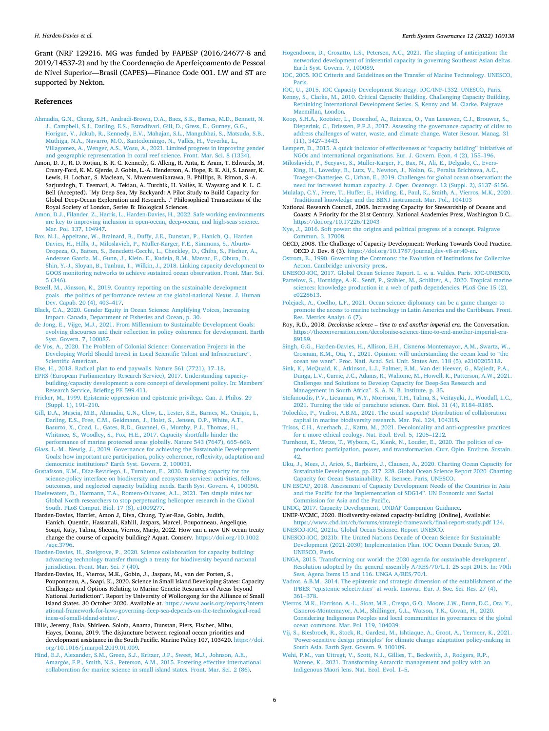Grant (NRF 129216. MG was funded by FAPESP (2016/24677-8 and 2019/14537-2) and by the Coordenação de Aperfeiçoamento de Pessoal de Nível Superior—Brasil (CAPES)—Finance Code 001. LW and ST are supported by Nekton.

## References

Ahmadia, G.N., Cheng, S.H., Andradi-Brown, D.A., Baez, S.K., Barnes, M.D., Bennett, N. J., Campbell, S.J., Darling, E.S., Estradivari, Gill, D., Gress, E., Gurney, G.G., Horigue, V., Jakub, R., Kennedy, E.V., Mahajan, S.L., Mangubhai, S., Matsuda, S.B., Muthiga, N.A., Navarro, M.O., Santodomingo, N., Vallès, H., Veverka, L., Villagomez, A., Wenger, A.S., Wosu, A., 2021. Limited progress in improving gender and geographic representation in coral reef science. Front. Mar. Sci. 8 (1334).

Amon, D. J., R. D. Rotjan, B. R. C. Kennedy, G. Alleng, R. Anta, E. Aram, T. Edwards, M. Creary-Ford, K. M. Gjerde, J. Gobin, L.-A. Henderson, A. Hope, R. K. Ali, S. Lanser, K. Lewis, H. Lochan, S. Maclean, N. Mwemwenikarawa, B. Phillips, B. Rimon, S.-A. Sarjursingh, T. Teemari, A. Tekiau, A. Turchik, H. Vallès, K. Waysang and K. L. C. Bell (Accepted). "My Deep Sea, My Backyard: A Pilot Study to Build Capacity for Global Deep-Ocean Exploration and Research. ." Philosophical Transactions of the Royal Society of London, Series B: Biological Sciences.

Amon, D.J., Filander, Z., Harris, L., Harden-Davies, H., 2022. Safe working environments are key to improving inclusion in open-ocean, deep-ocean, and high-seas science. Mar. Pol. 137, 104947.

Bax, N.J., Appeltans, W., Brainard, R., Duffy, J.E., Dunstan, P., Hanich, Q., Harden Davies, H., Hills, J., Miloslavich, P., Muller-Karger, F.E., Simmons, S., Aburto-Oropeza, O., Batten, S., Benedetti-Cecchi, L., Checkley, D., Chiba, S., Fischer, A., Andersen Garcia, M., Gunn, J., Klein, E., Kudela, R.M., Marsac, F., Obura, D., Shin, Y.-J., Sloyan, B., Tanhua, T., Wilkin, J., 2018. Linking capacity development to GOOS monitoring networks to achieve sustained ocean observation. Front. Mar. Sci. 5 (346).

Bexell, M., Jönsson, K., 2019. Country reporting on the sustainable development goals—the politics of performance review at the global-national Nexus. J. Human Dev. Capab. 20 (4), 403–417.

Black, C.A., 2020. Gender Equity in Ocean Science: Amplifying Voices, Increasing Impact. Canada, Department of Fisheries and Ocean, p. 30.

de Jong, E., Vijge, M.J., 2021. From Millennium to Sustainable Development Goals: evolving discourses and their reflection in policy coherence for development. Earth Syst. Govern. 7, 100087.

de Vos, A., 2020. The Problem of Colonial Science: Conservation Projects in the Developing World Should Invest in Local Scientific Talent and Infrastructure". Scientific American.

Else, H., 2018. Radical plan to end paywalls. Nature 561 (7721), 17–18.

EPRS (European Parliamentary Research Service), 2017. Understanding capacity-building/capacity development: a core concept of development policy. In: Members' Research Service, Briefing PE 599.411.

Fricker, M., 1999. Epistemic oppression and epistemic privilege. Can. J. Philos. 29 (Suppl. 1), 191–210.

Gill, D.A., Mascia, M.B., Ahmadia, G.N., Glew, L., Lester, S.E., Barnes, M., Craigie, I., Darling, E.S., Free, C.M., Geldmann, J., Holst, S., Jensen, O.P., White, A.T., Basurto, X., Coad, L., Gates, R.D., Guannel, G., Mumby, P.J., Thomas, H., Whitmee, S., Woodley, S., Fox, H.E., 2017. Capacity shortfalls hinder the performance of marine protected areas globally. Nature 543 (7647), 665–669.

Glass, L.-M., Newig, J., 2019. Governance for achieving the Sustainable Development Goals: how important are participation, policy coherence, reflexivity, adaptation and democratic institutions? Earth Syst. Govern. 2, 100031.

Gustafsson, K.M., Díaz-Reviriego, I., Turnhout, E., 2020. Building capacity for the science-policy interface on biodiversity and ecosystem services: activities, fellows, outcomes, and neglected capacity building needs. Earth Syst. Govern. 4, 100050.

Haelewaters, D., Hofmann, T.A., Romero-Olivares, A.L., 2021. Ten simple rules for Global North researchers to stop perpetuating helicopter research in the Global South. PLoS Comput. Biol. 17 (8), e1009277.

Harden-Davies, Harriet, Amon J, Diva, Chung, Tyler-Rae, Gobin, Judith, Hanich, Quentin, Hassanali, Kahlil, Jaspars, Marcel, Pouponneau, Angelique, Soapi, Katy, Talma, Sheena, Vierros, Marjo, 2022. How can a new UN ocean treaty change the course of capacity building? Aquat. Conserv. https://doi.org/10.1002/aqc.3796.

Harden-Davies, H., Snelgrove, P., 2020. Science collaboration for capacity building: advancing technology transfer through a treaty for biodiversity beyond national jurisdiction. Front. Mar. Sci. 7 (40).

Harden-Davies, H., Vierros, M.K., Gobin, J., Jaspars, M., van der Porten, S., Pouponneau, A., Soapi, K., 2020. Science in Small Island Developing States: Capacity Challenges and Options Relating to Marine Genetic Resources of Areas beyond National Jurisdiction". Report by University of Wollongong for the Alliance of Small Island States. 30 October 2020. Available at. https://www.aosis.org/reports/international-framework-for-laws-governing-deep-sea-depends-on-the-technological-readiness-of-small-island-states/.

Hills, Jeremy, Bala, Shirleen, Solofa, Anama, Dunstan, Piers, Fischer, Mibu, Hayes, Donna, 2019. The disjuncture between regional ocean priorities and development assistance in the South Pacific. Marine Policy 107, 103420. https://doi.org/10.1016/j.marpol.2019.01.009.

Hind, E.J., Alexander, S.M., Green, S.J., Kritzer, J.P., Sweet, M.J., Johnson, A.E., Amargós, F.P., Smith, N.S., Peterson, A.M., 2015. Fostering effective international collaboration for marine science in small island states. Front. Mar. Sci. 2 (86).

Hogendoorn, D., Croxatto, L.S., Petersen, A.C., 2021. The shaping of anticipation: the networked development of inferential capacity in governing Southeast Asian deltas. Earth Syst. Govern. 7, 100089.

IOC, 2005. IOC Criteria and Guidelines on the Transfer of Marine Technology. UNESCO, Paris.

IOC, U., 2015. IOC Capacity Development Strategy. IOC/INF-1332. UNESCO, Paris.

Kenny, S., Clarke, M., 2010. Critical Capacity Building. Challenging Capacity Building. Rethinking International Development Series. S. Kenny and M. Clarke. Palgrave Macmillan, London.

Koop, S.H.A., Koetsier, L., Doornhof, A., Reinstra, O., Van Leeuwen, C.J., Brouwer, S., Dieperink, C., Driessen, P.P.J., 2017. Assessing the governance capacity of cities to address challenges of water, waste, and climate change. Water Resour. Manag. 31 (11), 3427–3443.

Lempert, D., 2015. A quick indicator of effectiveness of "capacity building" initiatives of NGOs and international organizations. Eur. J. Govern. Econ. 4 (2), 155–196.

Miloslavich, P., Seeyave, S., Muller-Karger, F., Bax, N., Ali, E., Delgado, C., Evers-King, H., Loveday, B., Lutz, V., Newton, J., Nolan, G., Peralta Brichtova, A.C., Traeger-Chatterjee, C., Urban, E., 2019. Challenges for global ocean observation: the need for increased human capacity. J. Oper. Oceanogr. 12 (Suppl. 2), S137–S156.

Mulalap, C.Y., Frere, T., Huffer, E., Hviding, E., Paul, K., Smith, A., Vierros, M.K., 2020. Traditional knowledge and the BBNJ instrument. Mar. Pol., 104103

National Research Council, 2008. Increasing Capacity for Stewardship of Oceans and Coasts: A Priority for the 21st Century. National Academies Press, Washington D.C.. https://doi.org/10.17226/12043

Nye, J., 2016. Soft power: the origins and political progress of a concept. Palgrave Commun. 3, 17008.

OECD, 2008. The Challenge of Capacity Development: Working Towards Good Practice. OECD J. Dev. 8 (3). https://doi.org/10.1787/journal_dev-v8-art40-en.

Ostrom, E., 1990. Governing the Commons: the Evolution of Institutions for Collective Action. Cambridge university press.

UNESCO-IOC, 2017. Global Ocean Science Report. L. e. a. Valdes. Paris. IOC-UNESCO.

Partelow, S., Hornidge, A.-K., Senff, P., Stäbler, M., Schlüter, A., 2020. Tropical marine sciences: knowledge production in a web of path dependencies. PLoS One 15 (2), e0228613.

Polejack, A., Coelho, L.F., 2021. Ocean science diplomacy can be a game changer to promote the access to marine technology in Latin America and the Caribbean. Front. Res. Metrics Analyt. 6 (7).

Roy, R.D., 2018. *Decolonise science – time to end another imperial era.* the Conversation. https://theconversation.com/decolonise-science-time-to-end-another-imperial-era-89189.

Singh, G.G., Harden-Davies, H., Allison, E.H., Cisneros-Montemayor, A.M., Swartz, W., Crosman, K.M., Ota, Y., 2021. Opinion: will understanding the ocean lead to "the ocean we want". Proc. Natl. Acad. Sci. Unit. States Am. 118 (5), e2100205118.

Sink, K., McQuaid, K., Atkinson, L.J., Palmer, R.M., Van der Heever, G., Majiedt, P.A., Dunga, L.V., Currie, J.C., Adams, R., Wahome, M., Howell, K., Patterson, A.W., 2021. Challenges and Solutions to Develop Capacity for Deep-Sea Research and Management in South Africa". S. A. N. B. Institute, p. 35.

Stefanoudis, P.V., Licuanan, W.Y., Morrison, T.H., Talma, S., Veitayaki, J., Woodall, L.C., 2021. Turning the tide of parachute science. Curr. Biol. 31 (4), R184–R185.

Tolochko, P., Vadrot, A.B.M., 2021. The usual suspects? Distribution of collaboration capital in marine biodiversity research. Mar. Pol. 124, 104318.

Trisos, C.H., Auerbach, J., Katti, M., 2021. Decoloniality and anti-oppressive practices for a more ethical ecology. Nat. Ecol. Evol. 5, 1205–1212.

Turnhout, E., Metze, T., Wyborn, C., Klenk, N., Louder, E., 2020. The politics of co-production: participation, power, and transformation. Curr. Opin. Environ. Sustain. 42.

Uku, J., Mees, J., Aricó, S., Barbière, J., Clausen, A., 2020. Charting Ocean Capacity for Sustainable Development, pp. 217–228. Global Ocean Science Report 2020–Charting Capacity for Ocean Sustainability. K. Isensee. Paris, UNESCO.

UN ESCAP, 2018. Assessment of Capacity Development Needs of the Countries in Asia and the Pacific for the Implementation of SDG14". UN Economic and Social Commission for Asia and the Pacific.

UNDG, 2017. Capacity Development, UNDAF Companion Guidance.

UNEP-WCMC, 2020. Biodiversity-related capacity-building [Online], Available: https://www.cbd.int/cb/forums/strategic-framework/final-report-study.pdf 124.

UNESCO-IOC, 2021a. Global Ocean Science. Report UNESCO.

UNESCO-IOC, 2021b. The United Nations Decade of Ocean Science for Sustainable Development (2021-2030) Implementation Plan. IOC Ocean Decade Series, 20. UNESCO, Paris.

UNGA, 2015. Transforming our world: the 2030 agenda for sustainable development'. Resolution adopted by the general assembly A/RES/70/L.1. 25 sept 2015. In: 70th Sess, Agena Items 15 and 116. UNGA A/RES/70/l.

Vadrot, A.B.M., 2014. The epistemic and strategic dimension of the establishment of the IPBES: "epistemic selectivities" at work. Innovat. Eur. J. Soc. Sci. Res. 27 (4), 361–378.

Vierros, M.K., Harrison, A.-L., Sloat, M.R., Crespo, G.O., Moore, J.W., Dunn, D.C., Ota, Y., Cisneros-Montemayor, A.M., Shillinger, G.L., Watson, T.K., Govan, H., 2020. Considering Indigenous Peoples and local communities in governance of the global ocean commons. Mar. Pol. 119, 104039.

Vij, S., Biesbroek, R., Stock, R., Gardezi, M., Ishtiaque, A., Groot, A., Termeer, K., 2021. 'Power-sensitive design principles' for climate change adaptation policy-making in South Asia. Earth Syst. Govern. 9, 100109.

Wehi, P.M., van Uitregt, V., Scott, N.J., Gillies, T., Beckwith, J., Rodgers, R.P., Watene, K., 2021. Transforming Antarctic management and policy with an Indigenous Māori lens. Nat. Ecol. Evol. 1–5.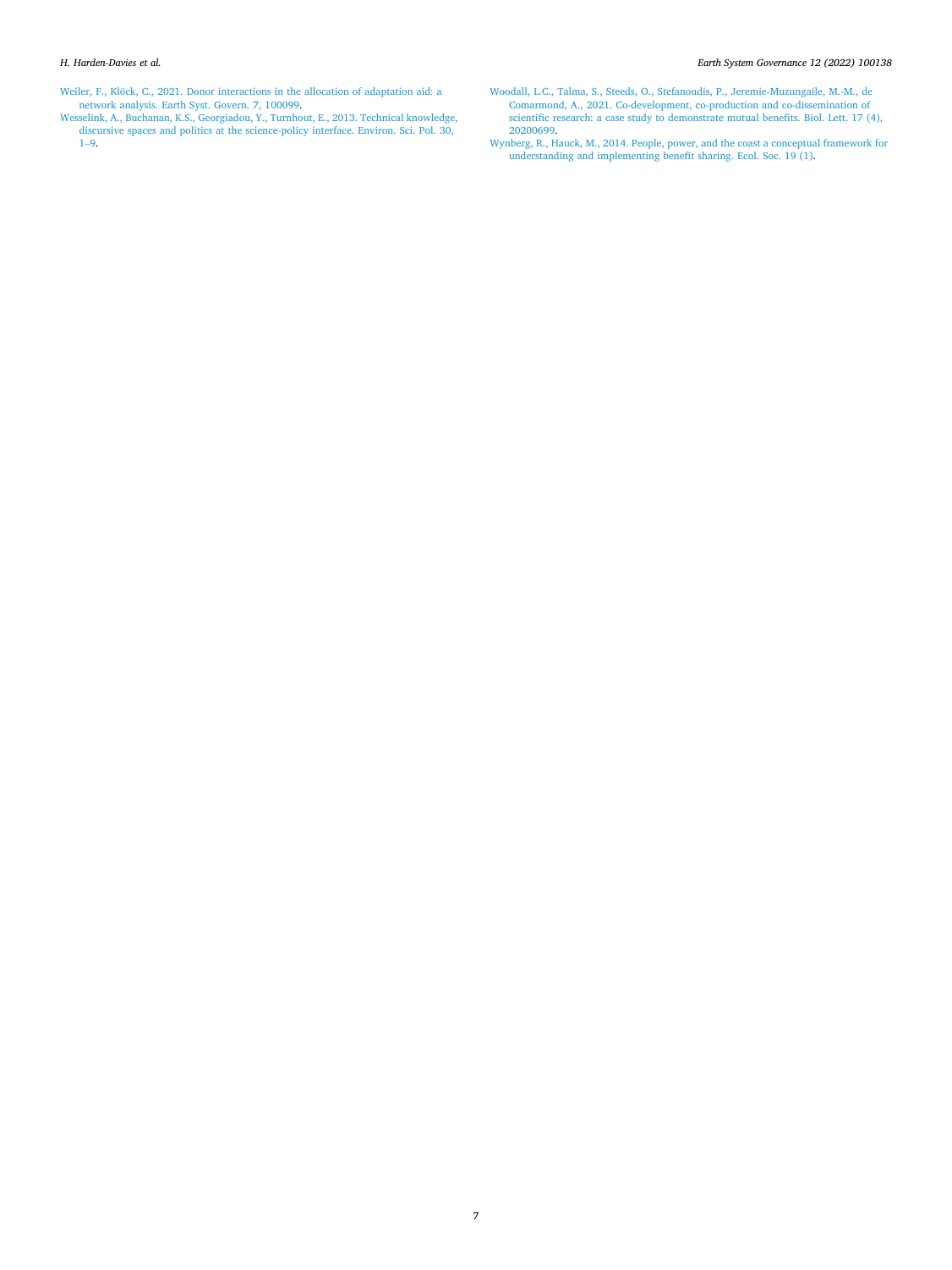Weiler, F., Klöck, C., 2021. Donor interactions in the allocation of adaptation aid: a network analysis. Earth Syst. Govern. 7, 100099.

Wesselink, A., Buchanan, K.S., Georgiadou, Y., Turnhout, E., 2013. Technical knowledge, discursive spaces and politics at the science-policy interface. Environ. Sci. Pol. 30, 1–9.

Woodall, L.C., Talma, S., Steeds, O., Stefanoudis, P., Jeremie-Muzungaile, M.-M., de Comarmond, A., 2021. Co-development, co-production and co-dissemination of scientific research: a case study to demonstrate mutual benefits. Biol. Lett. 17 (4), 20200699.

Wynberg, R., Hauck, M., 2014. People, power, and the coast a conceptual framework for understanding and implementing benefit sharing. Ecol. Soc. 19 (1).